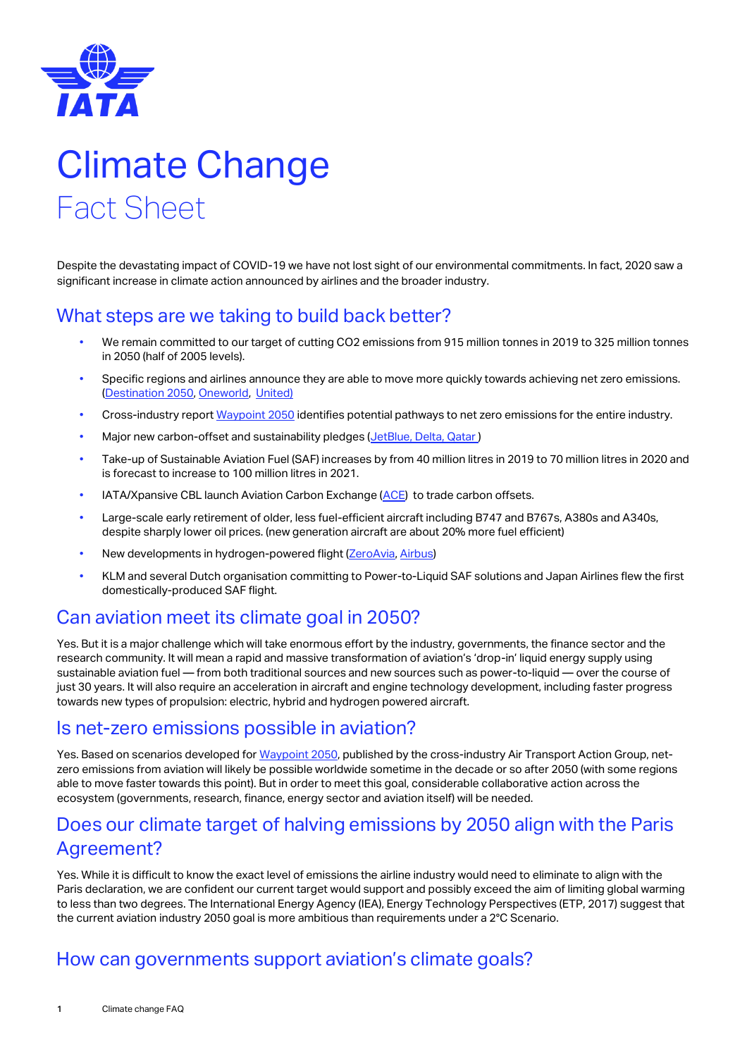# Climate Change

## Fact Sheet

Despite the devastating impact of COVID-19 we have not lost sight of our environmental commitments. In fact, 2020 saw a significant increase in climate action announced by airlines and the broader industry.

## What steps are we taking to build back better?

- We remain committed to our target of cutting CO2 emissions from 915 million tonnes in 2019 to 325 million tonnes in 2050 (half of 2005 levels).
- Specific regions and airlines announce they are able to move more quickly towards achieving net zero emissions. (Destination 2050, Oneworld, United)
- Cross-industry report Waypoint 2050 identifies potential pathways to net zero emissions for the entire industry.
- Major new carbon-offset and sustainability pledges (JetBlue, Delta, Qatar )
- Take-up of Sustainable Aviation Fuel (SAF) increases by from 40 million litres in 2019 to 70 million litres in 2020 and is forecast to increase to 100 million litres in 2021.
- IATA/Xpansive CBL launch Aviation Carbon Exchange (ACE) to trade carbon offsets.
- Large-scale early retirement of older, less fuel-efficient aircraft including B747 and B767s, A380s and A340s, despite sharply lower oil prices. (new generation aircraft are about 20% more fuel efficient)
- New developments in hydrogen-powered flight (ZeroAvia, Airbus)
- KLM and several Dutch organisation committing to Power-to-Liquid SAF solutions and Japan Airlines flew the first domestically-produced SAF flight.

## Can aviation meet its climate goal in 2050?

Yes. But it is a major challenge which will take enormous effort by the industry, governments, the finance sector and the research community. It will mean a rapid and massive transformation of aviation's 'drop-in' liquid energy supply using sustainable aviation fuel — from both traditional sources and new sources such as power-to-liquid — over the course of just 30 years. It will also require an acceleration in aircraft and engine technology development, including faster progress towards new types of propulsion: electric, hybrid and hydrogen powered aircraft.

## Is net-zero emissions possible in aviation?

Yes. Based on scenarios developed for Waypoint 2050, published by the cross-industry Air Transport Action Group, net-zero emissions from aviation will likely be possible worldwide sometime in the decade or so after 2050 (with some regions able to move faster towards this point). But in order to meet this goal, considerable collaborative action across the ecosystem (governments, research, finance, energy sector and aviation itself) will be needed.

## Does our climate target of halving emissions by 2050 align with the Paris Agreement?

Yes. While it is difficult to know the exact level of emissions the airline industry would need to eliminate to align with the Paris declaration, we are confident our current target would support and possibly exceed the aim of limiting global warming to less than two degrees. The International Energy Agency (IEA), Energy Technology Perspectives (ETP, 2017) suggest that the current aviation industry 2050 goal is more ambitious than requirements under a 2°C Scenario.

## How can governments support aviation's climate goals?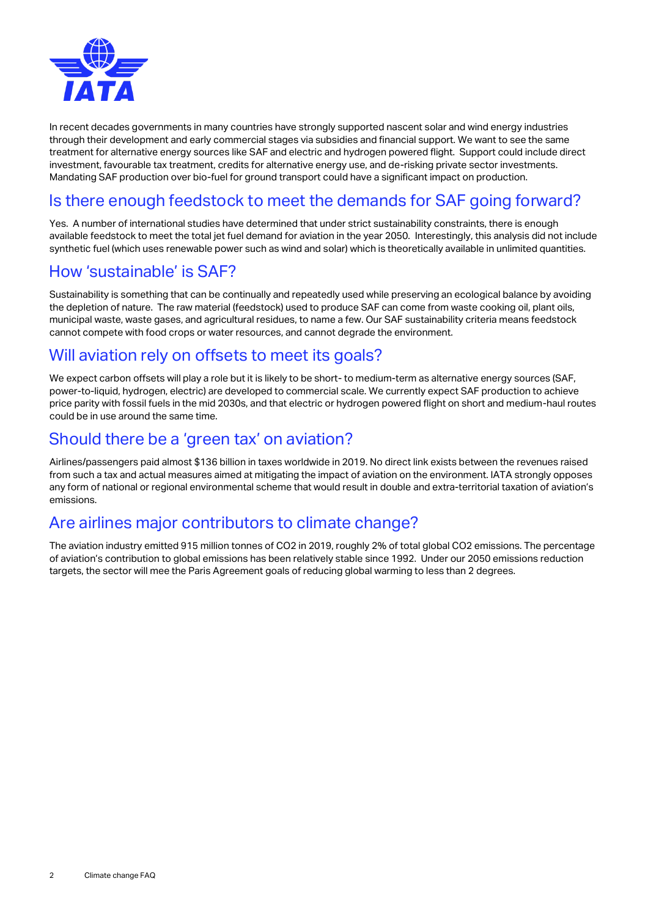In recent decades governments in many countries have strongly supported nascent solar and wind energy industries through their development and early commercial stages via subsidies and financial support. We want to see the same treatment for alternative energy sources like SAF and electric and hydrogen powered flight. Support could include direct investment, favourable tax treatment, credits for alternative energy use, and de-risking private sector investments. Mandating SAF production over bio-fuel for ground transport could have a significant impact on production.

## Is there enough feedstock to meet the demands for SAF going forward?

Yes. A number of international studies have determined that under strict sustainability constraints, there is enough available feedstock to meet the total jet fuel demand for aviation in the year 2050. Interestingly, this analysis did not include synthetic fuel (which uses renewable power such as wind and solar) which is theoretically available in unlimited quantities.

## How 'sustainable' is SAF?

Sustainability is something that can be continually and repeatedly used while preserving an ecological balance by avoiding the depletion of nature. The raw material (feedstock) used to produce SAF can come from waste cooking oil, plant oils, municipal waste, waste gases, and agricultural residues, to name a few. Our SAF sustainability criteria means feedstock cannot compete with food crops or water resources, and cannot degrade the environment.

## Will aviation rely on offsets to meet its goals?

We expect carbon offsets will play a role but it is likely to be short- to medium-term as alternative energy sources (SAF, power-to-liquid, hydrogen, electric) are developed to commercial scale. We currently expect SAF production to achieve price parity with fossil fuels in the mid 2030s, and that electric or hydrogen powered flight on short and medium-haul routes could be in use around the same time.

## Should there be a 'green tax' on aviation?

Airlines/passengers paid almost $136 billion in taxes worldwide in 2019. No direct link exists between the revenues raised from such a tax and actual measures aimed at mitigating the impact of aviation on the environment. IATA strongly opposes any form of national or regional environmental scheme that would result in double and extra-territorial taxation of aviation's emissions.

## Are airlines major contributors to climate change?

The aviation industry emitted 915 million tonnes of $CO_2$ in 2019, roughly 2% of total global $CO_2$ emissions. The percentage of aviation's contribution to global emissions has been relatively stable since 1992. Under our 2050 emissions reduction targets, the sector will mee the Paris Agreement goals of reducing global warming to less than 2 degrees.